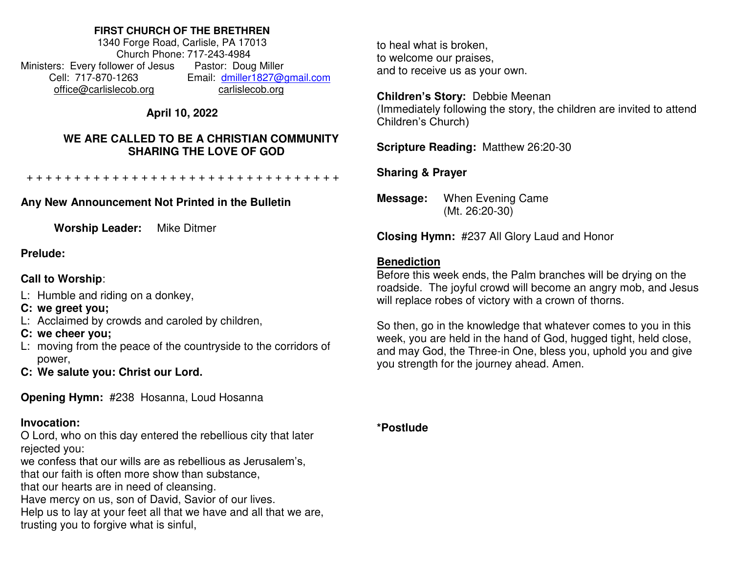**FIRST CHURCH OF THE BRETHREN**
1340 Forge Road, Carlisle, PA 17013
Church Phone: 717-243-4984
Ministers: Every follower of Jesus Pastor: Doug Miller
Cell: 717-870-1263 Email: dmiller1827@gmail.com
office@carlislecob.org carlislecob.org

**April 10, 2022**

**WE ARE CALLED TO BE A CHRISTIAN COMMUNITY SHARING THE LOVE OF GOD**

+ + + + + + + + + + + + + + + + + + + + + + + + + + + + + + + + + +

**Any New Announcement Not Printed in the Bulletin**

**Worship Leader:** Mike Ditmer

**Prelude:**

**Call to Worship**:

L: Humble and riding on a donkey,
**C: we greet you;**
L: Acclaimed by crowds and caroled by children,
**C: we cheer you;**
L: moving from the peace of the countryside to the corridors of power,
**C: We salute you: Christ our Lord.**

**Opening Hymn:** #238 Hosanna, Loud Hosanna

**Invocation:**
O Lord, who on this day entered the rebellious city that later rejected you:
we confess that our wills are as rebellious as Jerusalem's,
that our faith is often more show than substance,
that our hearts are in need of cleansing.
Have mercy on us, son of David, Savior of our lives.
Help us to lay at your feet all that we have and all that we are,
trusting you to forgive what is sinful,
to heal what is broken,
to welcome our praises,
and to receive us as your own.

**Children's Story:** Debbie Meenan
(Immediately following the story, the children are invited to attend Children's Church)

**Scripture Reading:** Matthew 26:20-30

**Sharing & Prayer**

**Message:** When Evening Came
(Mt. 26:20-30)

**Closing Hymn:** #237 All Glory Laud and Honor

**Benediction**
Before this week ends, the Palm branches will be drying on the roadside. The joyful crowd will become an angry mob, and Jesus will replace robes of victory with a crown of thorns.

So then, go in the knowledge that whatever comes to you in this week, you are held in the hand of God, hugged tight, held close, and may God, the Three-in One, bless you, uphold you and give you strength for the journey ahead. Amen.

***Postlude**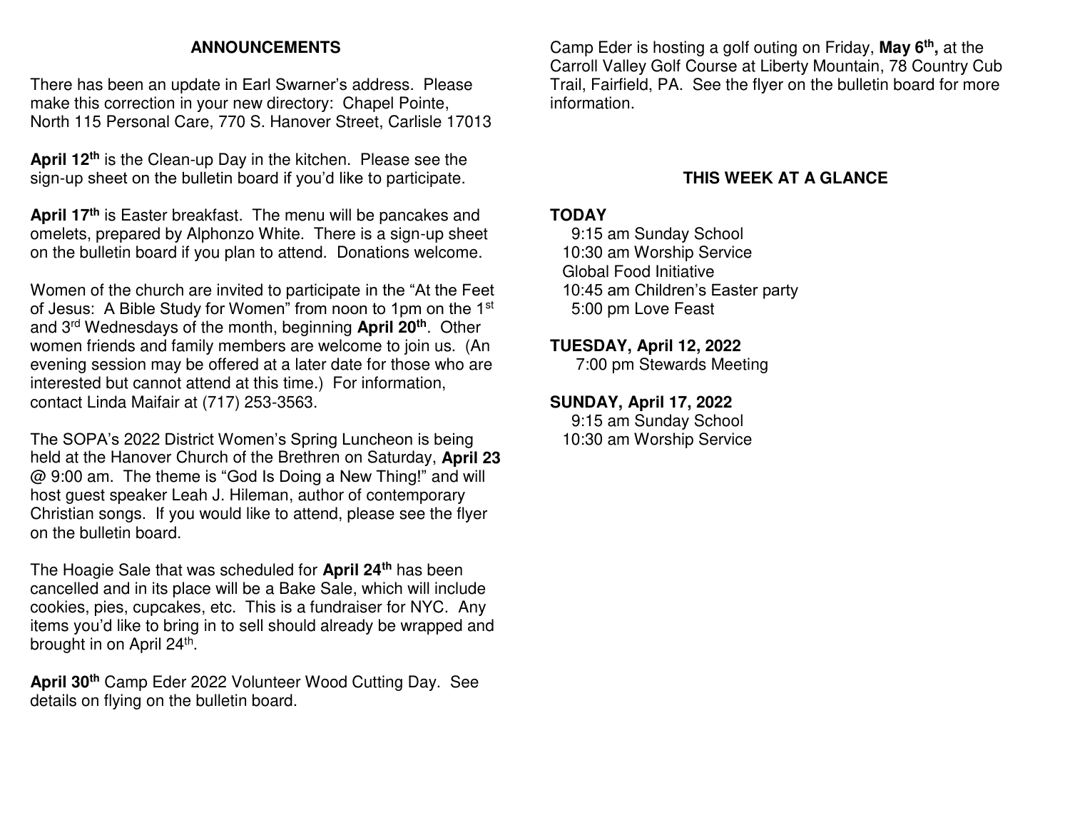## ANNOUNCEMENTS

There has been an update in Earl Swarner's address. Please make this correction in your new directory: Chapel Pointe, North 115 Personal Care, 770 S. Hanover Street, Carlisle 17013

**April 12th** is the Clean-up Day in the kitchen. Please see the sign-up sheet on the bulletin board if you'd like to participate.

**April 17th** is Easter breakfast. The menu will be pancakes and omelets, prepared by Alphonzo White. There is a sign-up sheet on the bulletin board if you plan to attend. Donations welcome.

Women of the church are invited to participate in the "At the Feet of Jesus: A Bible Study for Women" from noon to 1pm on the 1st and 3rd Wednesdays of the month, beginning **April 20th**. Other women friends and family members are welcome to join us. (An evening session may be offered at a later date for those who are interested but cannot attend at this time.) For information, contact Linda Maifair at (717) 253-3563.

The SOPA's 2022 District Women's Spring Luncheon is being held at the Hanover Church of the Brethren on Saturday, **April 23** @ 9:00 am. The theme is "God Is Doing a New Thing!" and will host guest speaker Leah J. Hileman, author of contemporary Christian songs. If you would like to attend, please see the flyer on the bulletin board.

The Hoagie Sale that was scheduled for **April 24th** has been cancelled and in its place will be a Bake Sale, which will include cookies, pies, cupcakes, etc. This is a fundraiser for NYC. Any items you'd like to bring in to sell should already be wrapped and brought in on April 24th.

**April 30th** Camp Eder 2022 Volunteer Wood Cutting Day. See details on flying on the bulletin board.

Camp Eder is hosting a golf outing on Friday, **May 6th,** at the Carroll Valley Golf Course at Liberty Mountain, 78 Country Cub Trail, Fairfield, PA. See the flyer on the bulletin board for more information.

## THIS WEEK AT A GLANCE

**TODAY**
9:15 am Sunday School
10:30 am Worship Service
Global Food Initiative
10:45 am Children's Easter party
5:00 pm Love Feast

**TUESDAY, April 12, 2022**
7:00 pm Stewards Meeting

**SUNDAY, April 17, 2022**
9:15 am Sunday School
10:30 am Worship Service